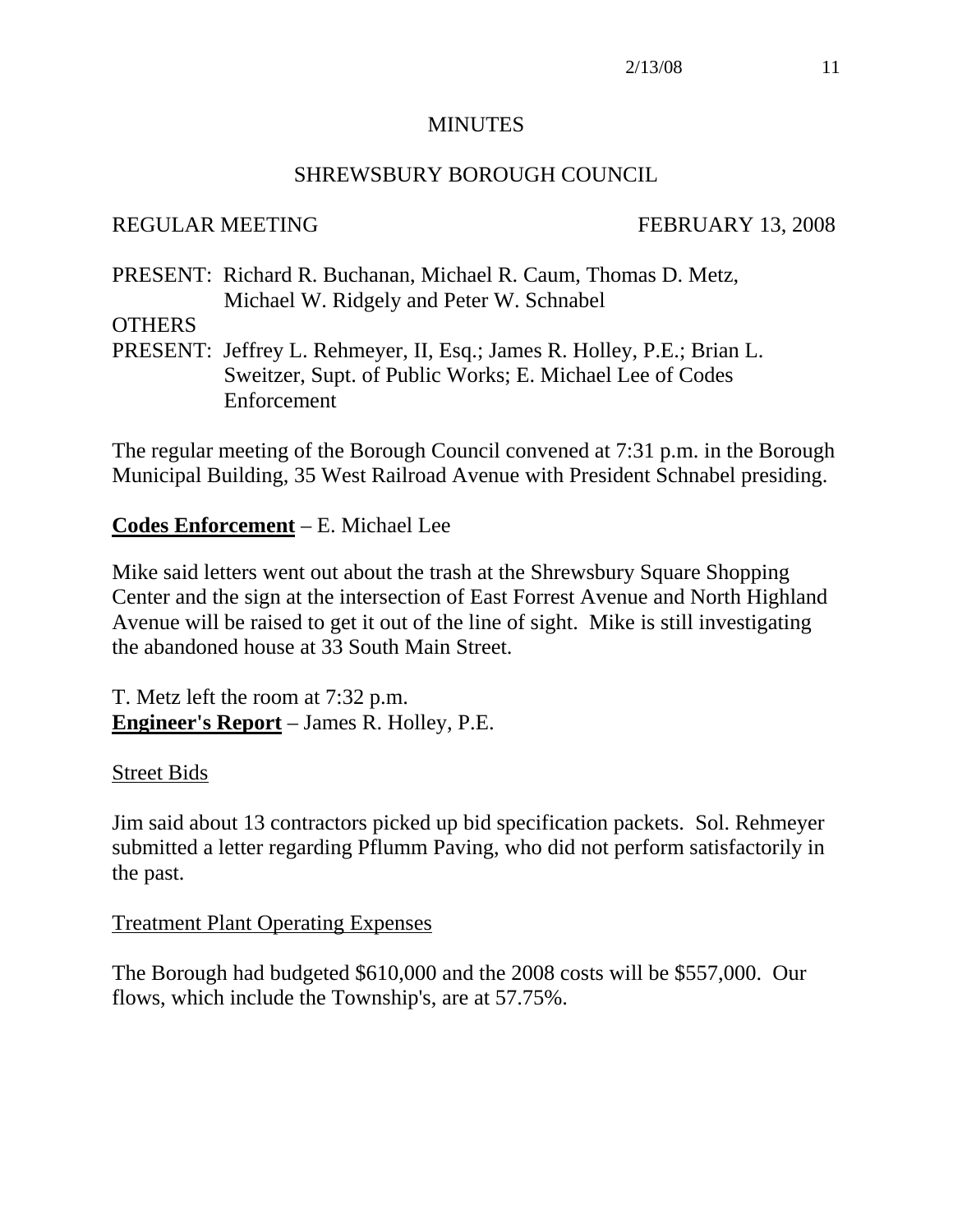# MINUTES

## SHREWSBURY BOROUGH COUNCIL

REGULAR MEETING FEBRUARY 13, 2008

PRESENT: Richard R. Buchanan, Michael R. Caum, Thomas D. Metz, Michael W. Ridgely and Peter W. Schnabel

OTHERS
PRESENT: Jeffrey L. Rehmeyer, II, Esq.; James R. Holley, P.E.; Brian L. Sweitzer, Supt. of Public Works; E. Michael Lee of Codes Enforcement

The regular meeting of the Borough Council convened at 7:31 p.m. in the Borough Municipal Building, 35 West Railroad Avenue with President Schnabel presiding.

**Codes Enforcement** – E. Michael Lee

Mike said letters went out about the trash at the Shrewsbury Square Shopping Center and the sign at the intersection of East Forrest Avenue and North Highland Avenue will be raised to get it out of the line of sight. Mike is still investigating the abandoned house at 33 South Main Street.

T. Metz left the room at 7:32 p.m.

**Engineer's Report** – James R. Holley, P.E.

Street Bids

Jim said about 13 contractors picked up bid specification packets. Sol. Rehmeyer submitted a letter regarding Pflumm Paving, who did not perform satisfactorily in the past.

Treatment Plant Operating Expenses

The Borough had budgeted $610,000 and the 2008 costs will be $557,000. Our flows, which include the Township's, are at 57.75%.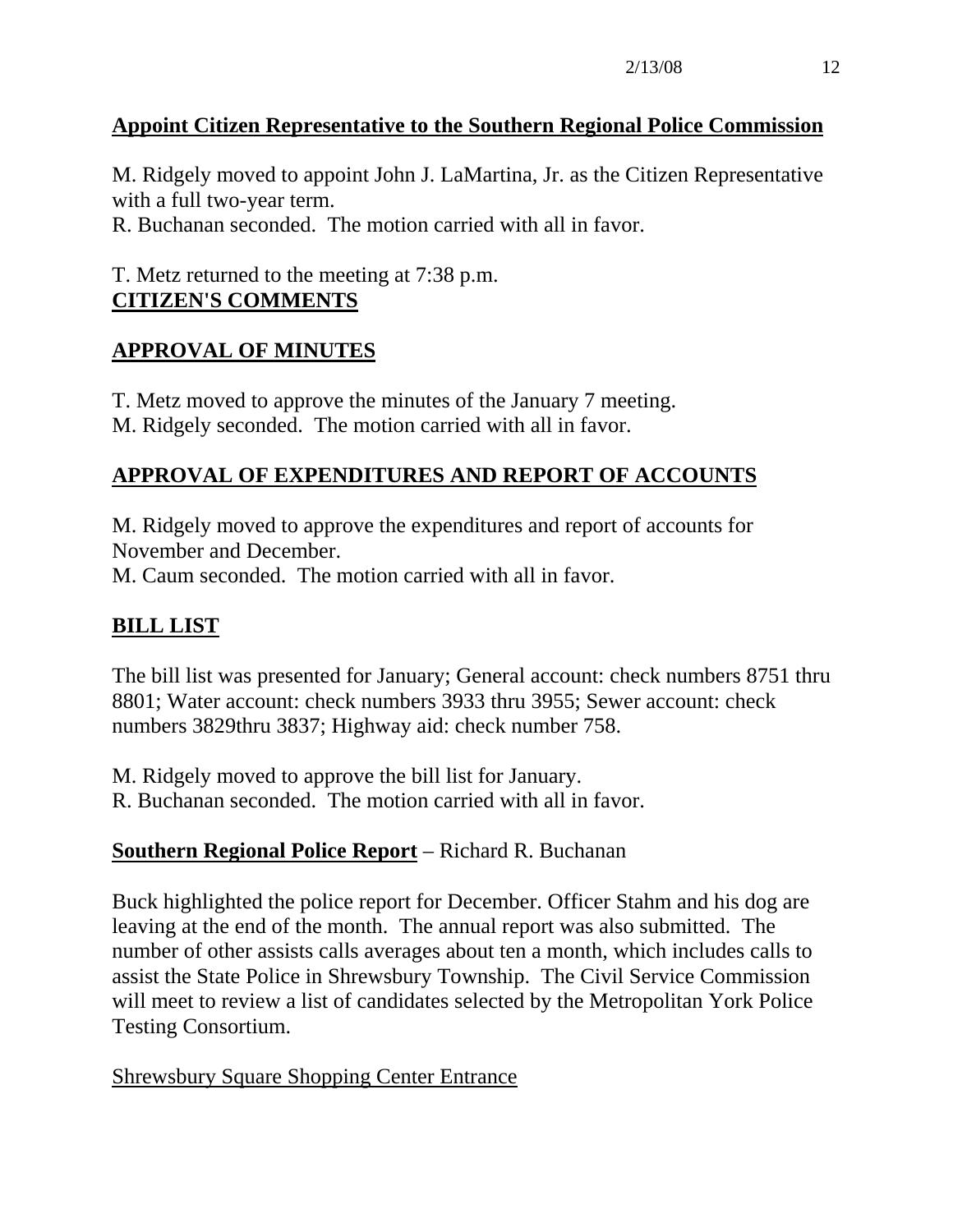**Appoint Citizen Representative to the Southern Regional Police Commission**

M. Ridgely moved to appoint John J. LaMartina, Jr. as the Citizen Representative with a full two-year term.
R. Buchanan seconded. The motion carried with all in favor.

T. Metz returned to the meeting at 7:38 p.m.

## CITIZEN'S COMMENTS

## APPROVAL OF MINUTES

T. Metz moved to approve the minutes of the January 7 meeting.
M. Ridgely seconded. The motion carried with all in favor.

## APPROVAL OF EXPENDITURES AND REPORT OF ACCOUNTS

M. Ridgely moved to approve the expenditures and report of accounts for November and December.
M. Caum seconded. The motion carried with all in favor.

## BILL LIST

The bill list was presented for January; General account: check numbers 8751 thru 8801; Water account: check numbers 3933 thru 3955; Sewer account: check numbers 3829thru 3837; Highway aid: check number 758.

M. Ridgely moved to approve the bill list for January.
R. Buchanan seconded. The motion carried with all in favor.

**Southern Regional Police Report** – Richard R. Buchanan

Buck highlighted the police report for December. Officer Stahm and his dog are leaving at the end of the month. The annual report was also submitted. The number of other assists calls averages about ten a month, which includes calls to assist the State Police in Shrewsbury Township. The Civil Service Commission will meet to review a list of candidates selected by the Metropolitan York Police Testing Consortium.

Shrewsbury Square Shopping Center Entrance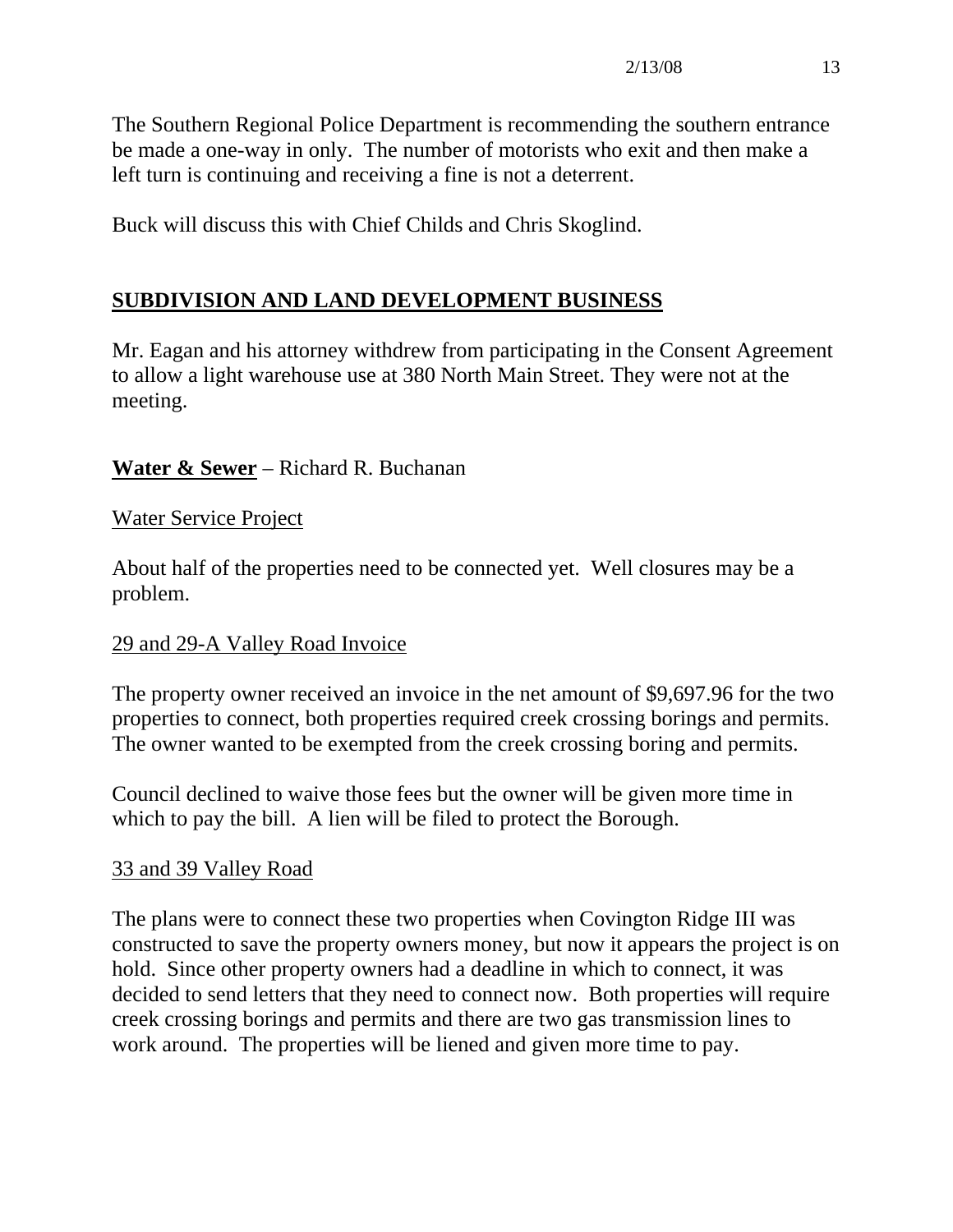The Southern Regional Police Department is recommending the southern entrance be made a one-way in only. The number of motorists who exit and then make a left turn is continuing and receiving a fine is not a deterrent.

Buck will discuss this with Chief Childs and Chris Skoglind.

## SUBDIVISION AND LAND DEVELOPMENT BUSINESS

Mr. Eagan and his attorney withdrew from participating in the Consent Agreement to allow a light warehouse use at 380 North Main Street. They were not at the meeting.

**Water & Sewer** – Richard R. Buchanan

Water Service Project

About half of the properties need to be connected yet. Well closures may be a problem.

29 and 29-A Valley Road Invoice

The property owner received an invoice in the net amount of $9,697.96 for the two properties to connect, both properties required creek crossing borings and permits. The owner wanted to be exempted from the creek crossing boring and permits.

Council declined to waive those fees but the owner will be given more time in which to pay the bill. A lien will be filed to protect the Borough.

33 and 39 Valley Road

The plans were to connect these two properties when Covington Ridge III was constructed to save the property owners money, but now it appears the project is on hold. Since other property owners had a deadline in which to connect, it was decided to send letters that they need to connect now. Both properties will require creek crossing borings and permits and there are two gas transmission lines to work around. The properties will be liened and given more time to pay.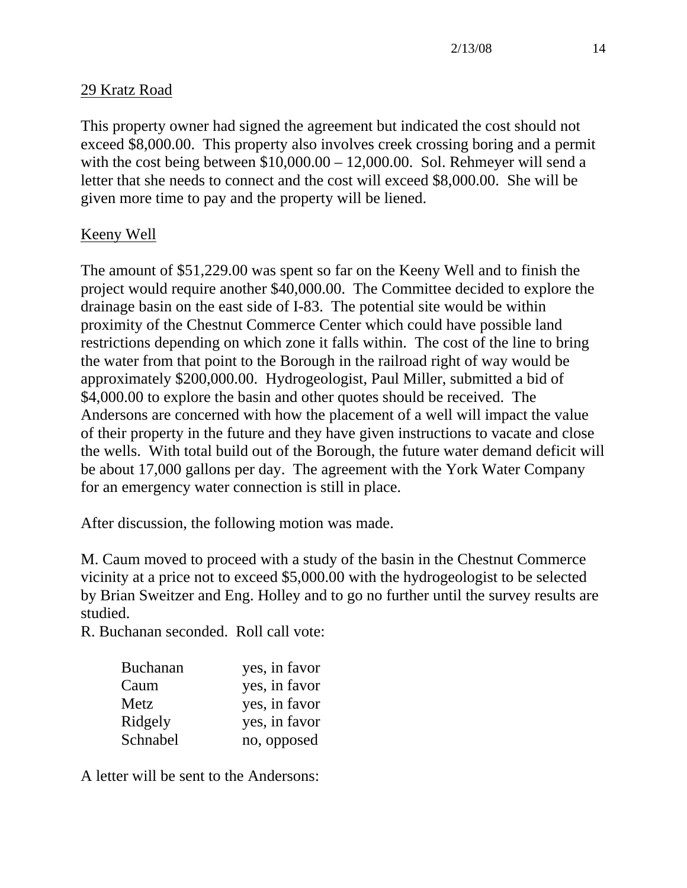<u>29 Kratz Road</u>

This property owner had signed the agreement but indicated the cost should not exceed $8,000.00. This property also involves creek crossing boring and a permit with the cost being between $10,000.00 – 12,000.00. Sol. Rehmeyer will send a letter that she needs to connect and the cost will exceed $8,000.00. She will be given more time to pay and the property will be liened.

<u>Keeny Well</u>

The amount of $51,229.00 was spent so far on the Keeny Well and to finish the project would require another $40,000.00. The Committee decided to explore the drainage basin on the east side of I-83. The potential site would be within proximity of the Chestnut Commerce Center which could have possible land restrictions depending on which zone it falls within. The cost of the line to bring the water from that point to the Borough in the railroad right of way would be approximately $200,000.00. Hydrogeologist, Paul Miller, submitted a bid of $4,000.00 to explore the basin and other quotes should be received. The Andersons are concerned with how the placement of a well will impact the value of their property in the future and they have given instructions to vacate and close the wells. With total build out of the Borough, the future water demand deficit will be about 17,000 gallons per day. The agreement with the York Water Company for an emergency water connection is still in place.

After discussion, the following motion was made.

M. Caum moved to proceed with a study of the basin in the Chestnut Commerce vicinity at a price not to exceed $5,000.00 with the hydrogeologist to be selected by Brian Sweitzer and Eng. Holley and to go no further until the survey results are studied.
R. Buchanan seconded. Roll call vote:

| | |
|---|---|
| Buchanan | yes, in favor |
| Caum | yes, in favor |
| Metz | yes, in favor |
| Ridgely | yes, in favor |
| Schnabel | no, opposed |

A letter will be sent to the Andersons: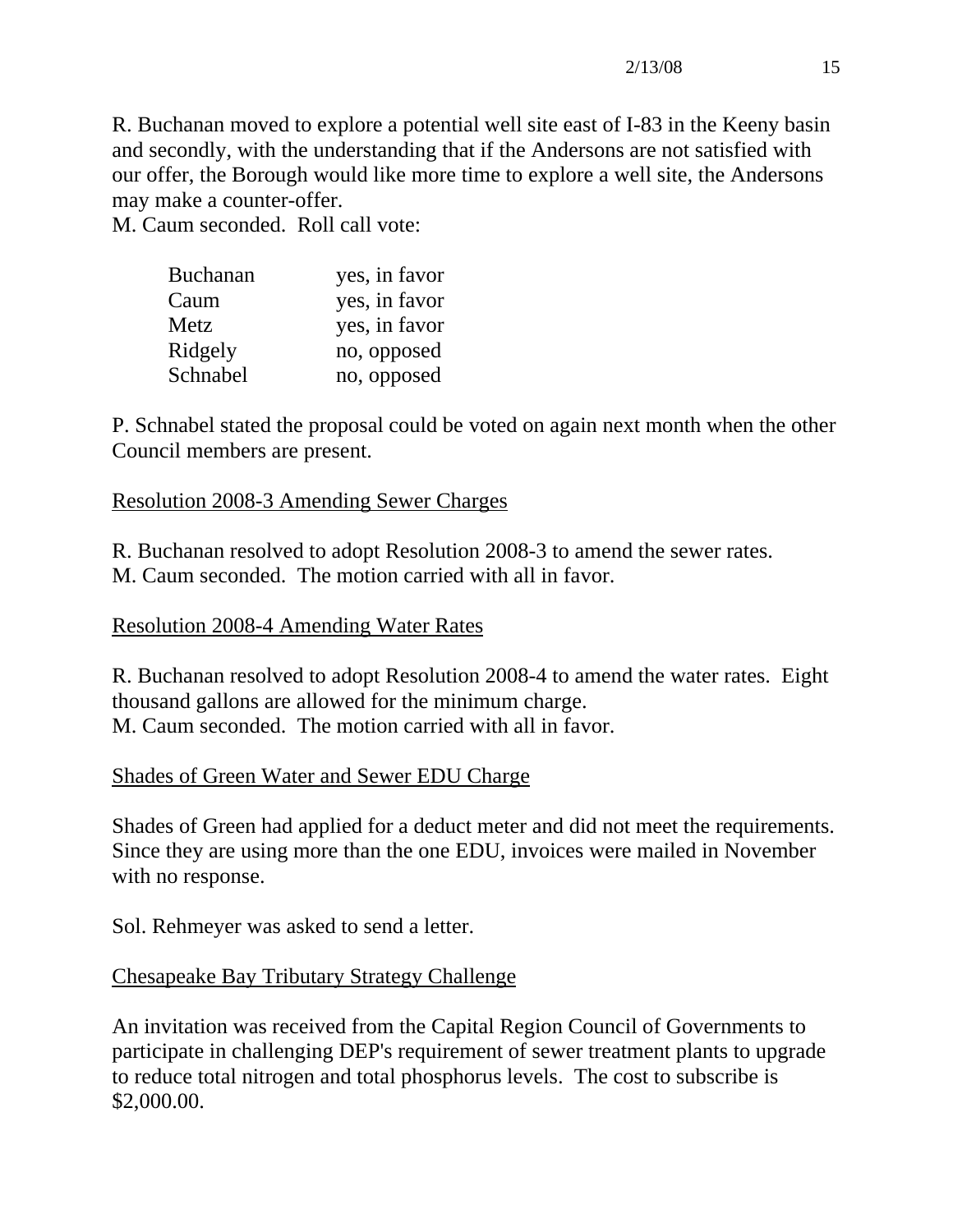R. Buchanan moved to explore a potential well site east of I-83 in the Keeny basin and secondly, with the understanding that if the Andersons are not satisfied with our offer, the Borough would like more time to explore a well site, the Andersons may make a counter-offer.
M. Caum seconded. Roll call vote:

| | |
|---|---|
| Buchanan | yes, in favor |
| Caum | yes, in favor |
| Metz | yes, in favor |
| Ridgely | no, opposed |
| Schnabel | no, opposed |

P. Schnabel stated the proposal could be voted on again next month when the other Council members are present.

Resolution 2008-3 Amending Sewer Charges

R. Buchanan resolved to adopt Resolution 2008-3 to amend the sewer rates.
M. Caum seconded. The motion carried with all in favor.

Resolution 2008-4 Amending Water Rates

R. Buchanan resolved to adopt Resolution 2008-4 to amend the water rates. Eight thousand gallons are allowed for the minimum charge.
M. Caum seconded. The motion carried with all in favor.

Shades of Green Water and Sewer EDU Charge

Shades of Green had applied for a deduct meter and did not meet the requirements. Since they are using more than the one EDU, invoices were mailed in November with no response.

Sol. Rehmeyer was asked to send a letter.

Chesapeake Bay Tributary Strategy Challenge

An invitation was received from the Capital Region Council of Governments to participate in challenging DEP's requirement of sewer treatment plants to upgrade to reduce total nitrogen and total phosphorus levels. The cost to subscribe is $2,000.00.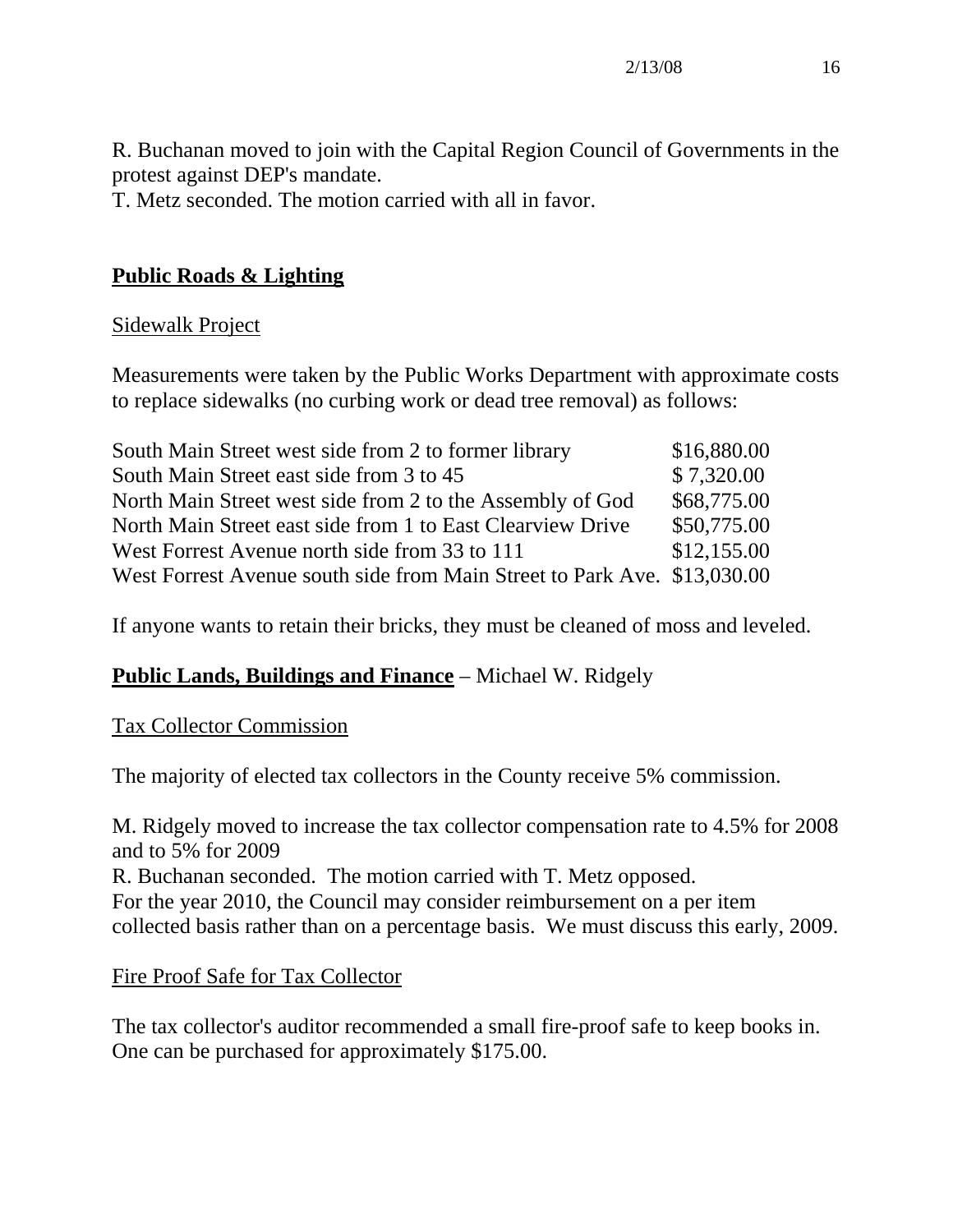R. Buchanan moved to join with the Capital Region Council of Governments in the protest against DEP's mandate.
T. Metz seconded. The motion carried with all in favor.

## **Public Roads & Lighting**

### Sidewalk Project

Measurements were taken by the Public Works Department with approximate costs to replace sidewalks (no curbing work or dead tree removal) as follows:

| | |
|---|---|
| South Main Street west side from 2 to former library | $16,880.00 |
| South Main Street east side from 3 to 45 | $ 7,320.00 |
| North Main Street west side from 2 to the Assembly of God | $68,775.00 |
| North Main Street east side from 1 to East Clearview Drive | $50,775.00 |
| West Forrest Avenue north side from 33 to 111 | $12,155.00 |
| West Forrest Avenue south side from Main Street to Park Ave. | $13,030.00 |

If anyone wants to retain their bricks, they must be cleaned of moss and leveled.

## **Public Lands, Buildings and Finance** – Michael W. Ridgely

### Tax Collector Commission

The majority of elected tax collectors in the County receive 5% commission.

M. Ridgely moved to increase the tax collector compensation rate to 4.5% for 2008 and to 5% for 2009
R. Buchanan seconded. The motion carried with T. Metz opposed.
For the year 2010, the Council may consider reimbursement on a per item collected basis rather than on a percentage basis. We must discuss this early, 2009.

### Fire Proof Safe for Tax Collector

The tax collector's auditor recommended a small fire-proof safe to keep books in. One can be purchased for approximately $175.00.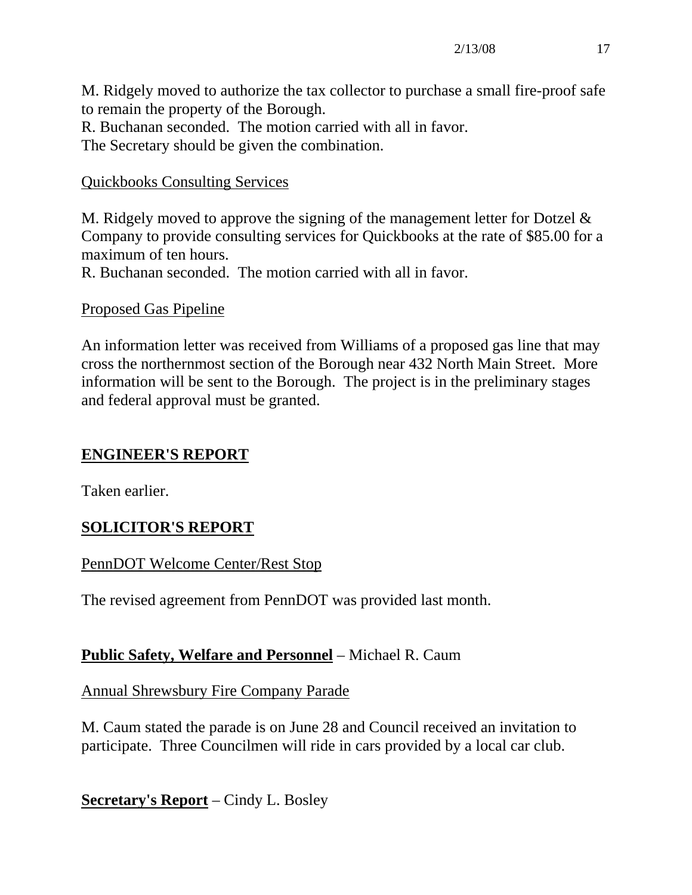M. Ridgely moved to authorize the tax collector to purchase a small fire-proof safe to remain the property of the Borough.
R. Buchanan seconded. The motion carried with all in favor.
The Secretary should be given the combination.

Quickbooks Consulting Services

M. Ridgely moved to approve the signing of the management letter for Dotzel & Company to provide consulting services for Quickbooks at the rate of $85.00 for a maximum of ten hours.
R. Buchanan seconded. The motion carried with all in favor.

Proposed Gas Pipeline

An information letter was received from Williams of a proposed gas line that may cross the northernmost section of the Borough near 432 North Main Street. More information will be sent to the Borough. The project is in the preliminary stages and federal approval must be granted.

## ENGINEER'S REPORT

Taken earlier.

## SOLICITOR'S REPORT

PennDOT Welcome Center/Rest Stop

The revised agreement from PennDOT was provided last month.

**Public Safety, Welfare and Personnel** – Michael R. Caum

Annual Shrewsbury Fire Company Parade

M. Caum stated the parade is on June 28 and Council received an invitation to participate. Three Councilmen will ride in cars provided by a local car club.

**Secretary's Report** – Cindy L. Bosley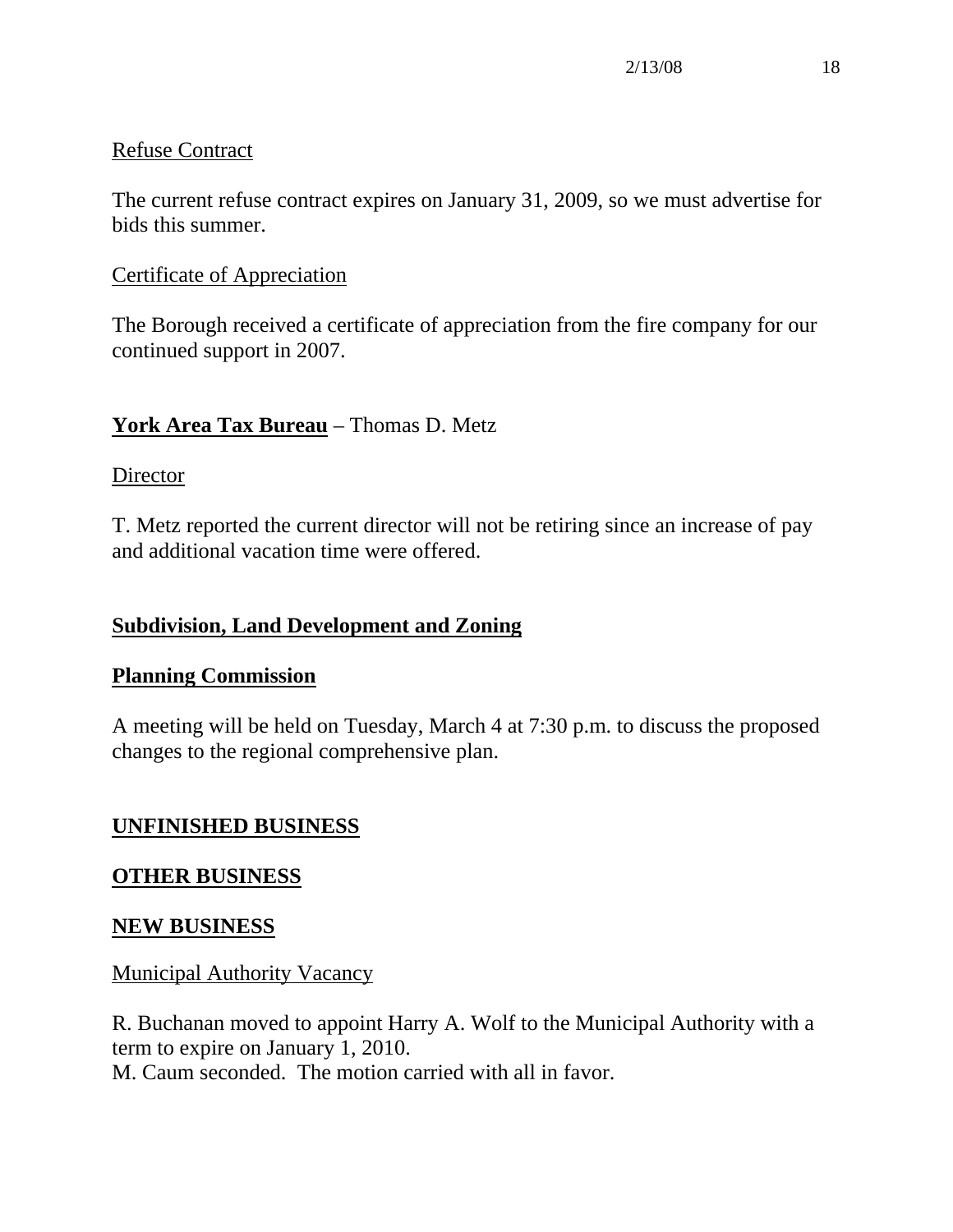Refuse Contract

The current refuse contract expires on January 31, 2009, so we must advertise for bids this summer.

Certificate of Appreciation

The Borough received a certificate of appreciation from the fire company for our continued support in 2007.

**York Area Tax Bureau** – Thomas D. Metz

Director

T. Metz reported the current director will not be retiring since an increase of pay and additional vacation time were offered.

## Subdivision, Land Development and Zoning

## Planning Commission

A meeting will be held on Tuesday, March 4 at 7:30 p.m. to discuss the proposed changes to the regional comprehensive plan.

## UNFINISHED BUSINESS

## OTHER BUSINESS

## NEW BUSINESS

Municipal Authority Vacancy

R. Buchanan moved to appoint Harry A. Wolf to the Municipal Authority with a term to expire on January 1, 2010.
M. Caum seconded. The motion carried with all in favor.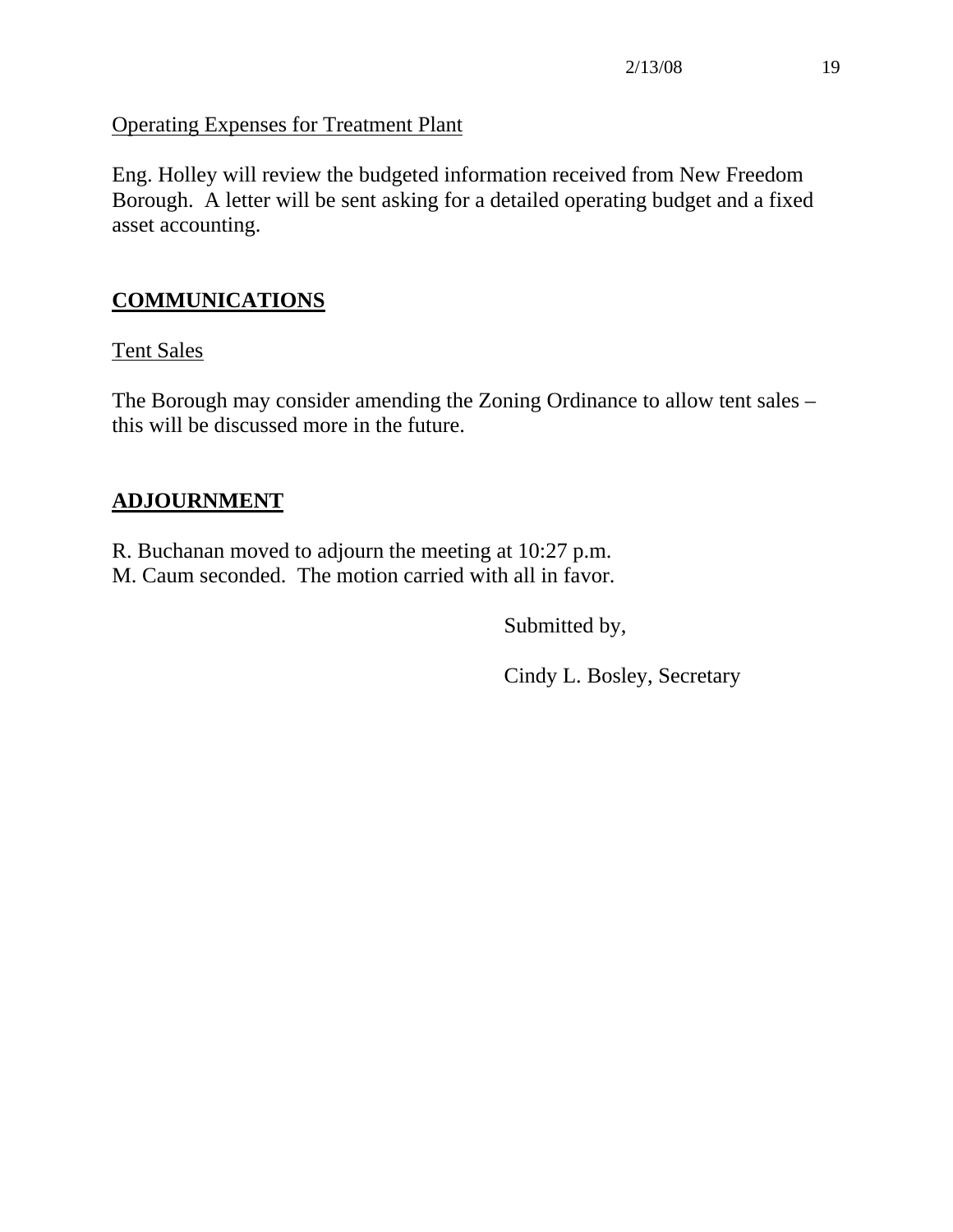Operating Expenses for Treatment Plant

Eng. Holley will review the budgeted information received from New Freedom Borough. A letter will be sent asking for a detailed operating budget and a fixed asset accounting.

## COMMUNICATIONS

Tent Sales

The Borough may consider amending the Zoning Ordinance to allow tent sales – this will be discussed more in the future.

## ADJOURNMENT

R. Buchanan moved to adjourn the meeting at 10:27 p.m.
M. Caum seconded. The motion carried with all in favor.

Submitted by,

Cindy L. Bosley, Secretary